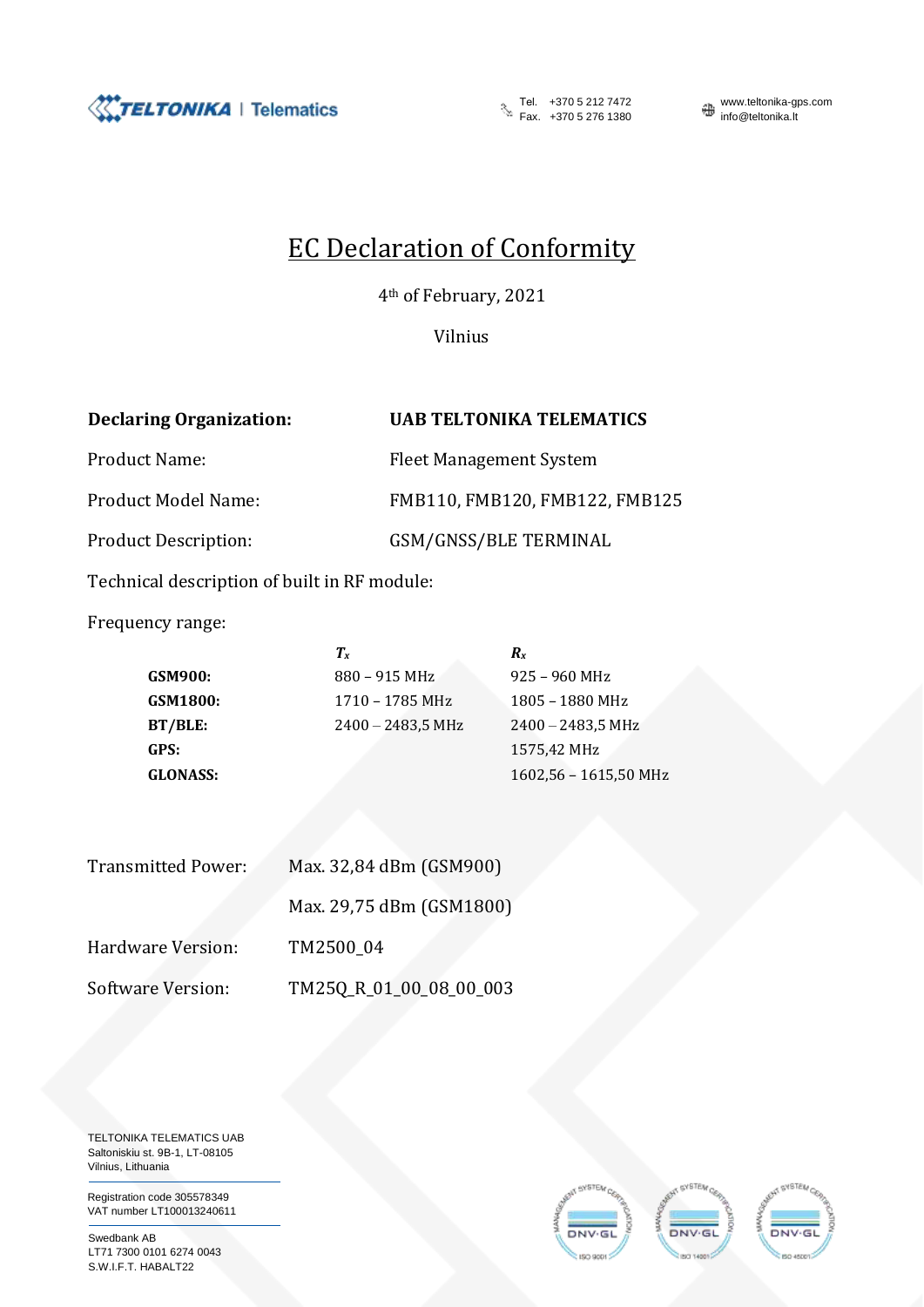# EC Declaration of Conformity

4th of February, 2021

Vilnius

**Declaring Organization:** **UAB TELTONIKA TELEMATICS**

Product Name: Fleet Management System

Product Model Name: FMB110, FMB120, FMB122, FMB125

Product Description: GSM/GNSS/BLE TERMINAL

Technical description of built in RF module:

Frequency range:

| | $T_x$ | $R_x$ |
|---|---|---|
| **GSM900:** | 880 – 915 MHz | 925 – 960 MHz |
| **GSM1800:** | 1710 – 1785 MHz | 1805 – 1880 MHz |
| **BT/BLE:** | 2400 – 2483,5 MHz | 2400 – 2483,5 MHz |
| **GPS:** | | 1575,42 MHz |
| **GLONASS:** | | 1602,56 – 1615,50 MHz |

Transmitted Power: Max. 32,84 dBm (GSM900)

Max. 29,75 dBm (GSM1800)

Hardware Version: TM2500_04

Software Version: TM25Q_R_01_00_08_00_003

TELTONIKA TELEMATICS UAB
Saltoniskiu st. 9B-1, LT-08105
Vilnius, Lithuania

Registration code 305578349
VAT number LT100013240611

Swedbank AB
LT71 7300 0101 6274 0043
S.W.I.F.T. HABALT22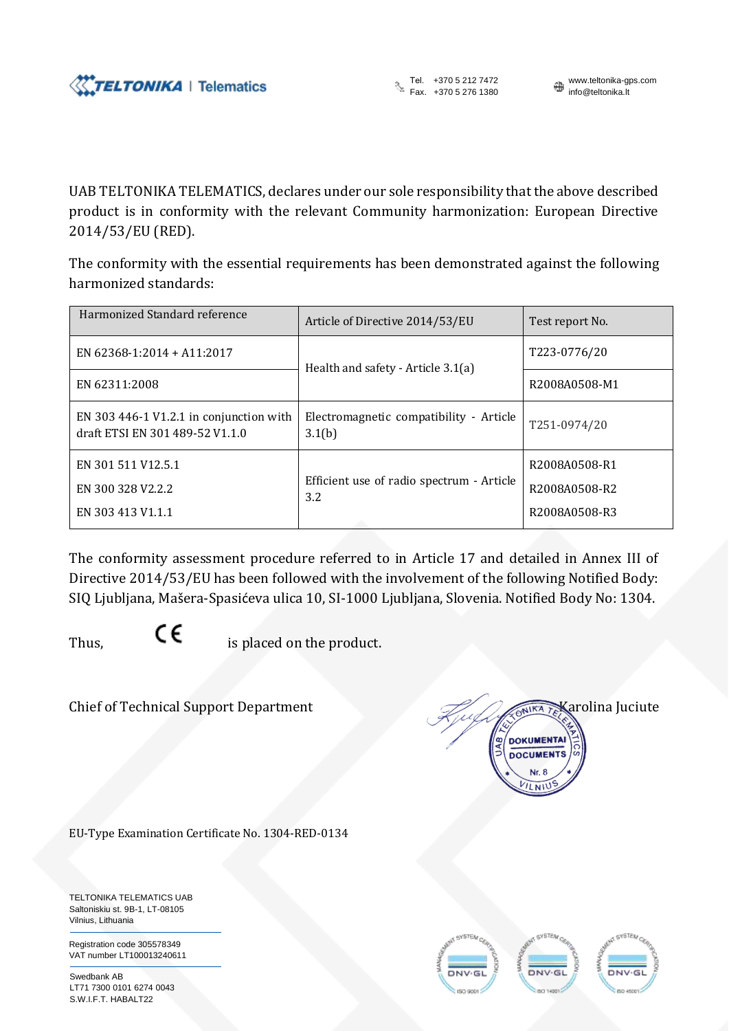UAB TELTONIKA TELEMATICS, declares under our sole responsibility that the above described product is in conformity with the relevant Community harmonization: European Directive 2014/53/EU (RED).

The conformity with the essential requirements has been demonstrated against the following harmonized standards:

| Harmonized Standard reference | Article of Directive 2014/53/EU | Test report No. |
|---|---|---|
| EN 62368-1:2014 + A11:2017 | Health and safety - Article 3.1(a) | T223-0776/20 |
| EN 62311:2008 | | R2008A0508-M1 |
| EN 303 446-1 V1.2.1 in conjunction with draft ETSI EN 301 489-52 V1.1.0 | Electromagnetic compatibility - Article 3.1(b) | T251-0974/20 |
| EN 301 511 V12.5.1 | Efficient use of radio spectrum - Article 3.2 | R2008A0508-R1 |
| EN 300 328 V2.2.2 | | R2008A0508-R2 |
| EN 303 413 V1.1.1 | | R2008A0508-R3 |

The conformity assessment procedure referred to in Article 17 and detailed in Annex III of Directive 2014/53/EU has been followed with the involvement of the following Notified Body: SIQ Ljubljana, Mašera-Spasićeva ulica 10, SI-1000 Ljubljana, Slovenia. Notified Body No: 1304.

Thus, CE is placed on the product.

Chief of Technical Support Department Karolina Juciute

EU-Type Examination Certificate No. 1304-RED-0134

TELTONIKA TELEMATICS UAB
Saltoniskiu st. 9B-1, LT-08105
Vilnius, Lithuania

Registration code 305578349
VAT number LT100013240611

Swedbank AB
LT71 7300 0101 6274 0043
S.W.I.F.T. HABALT22